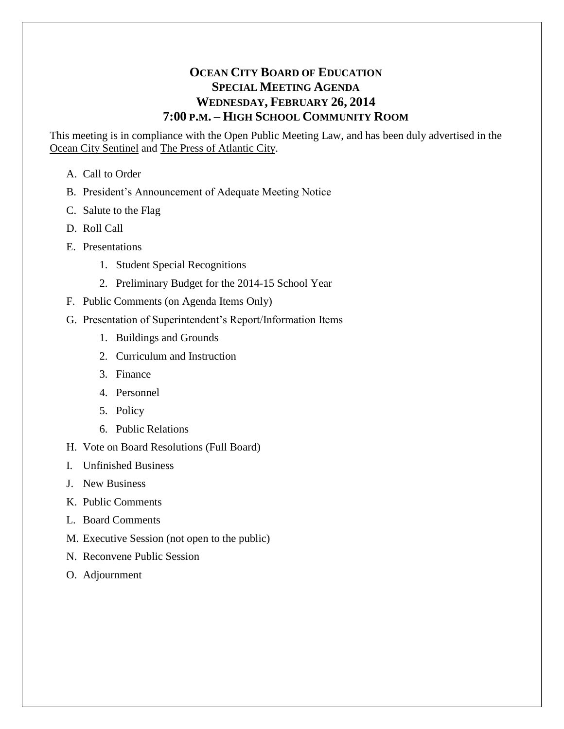# OCEAN CITY BOARD OF EDUCATION
## SPECIAL MEETING AGENDA
## WEDNESDAY, FEBRUARY 26, 2014
## 7:00 P.M. – HIGH SCHOOL COMMUNITY ROOM

This meeting is in compliance with the Open Public Meeting Law, and has been duly advertised in the Ocean City Sentinel and The Press of Atlantic City.

A. Call to Order

B. President's Announcement of Adequate Meeting Notice

C. Salute to the Flag

D. Roll Call

E. Presentations

   1. Student Special Recognitions
   2. Preliminary Budget for the 2014-15 School Year

F. Public Comments (on Agenda Items Only)

G. Presentation of Superintendent's Report/Information Items

   1. Buildings and Grounds
   2. Curriculum and Instruction
   3. Finance
   4. Personnel
   5. Policy
   6. Public Relations

H. Vote on Board Resolutions (Full Board)

I. Unfinished Business

J. New Business

K. Public Comments

L. Board Comments

M. Executive Session (not open to the public)

N. Reconvene Public Session

O. Adjournment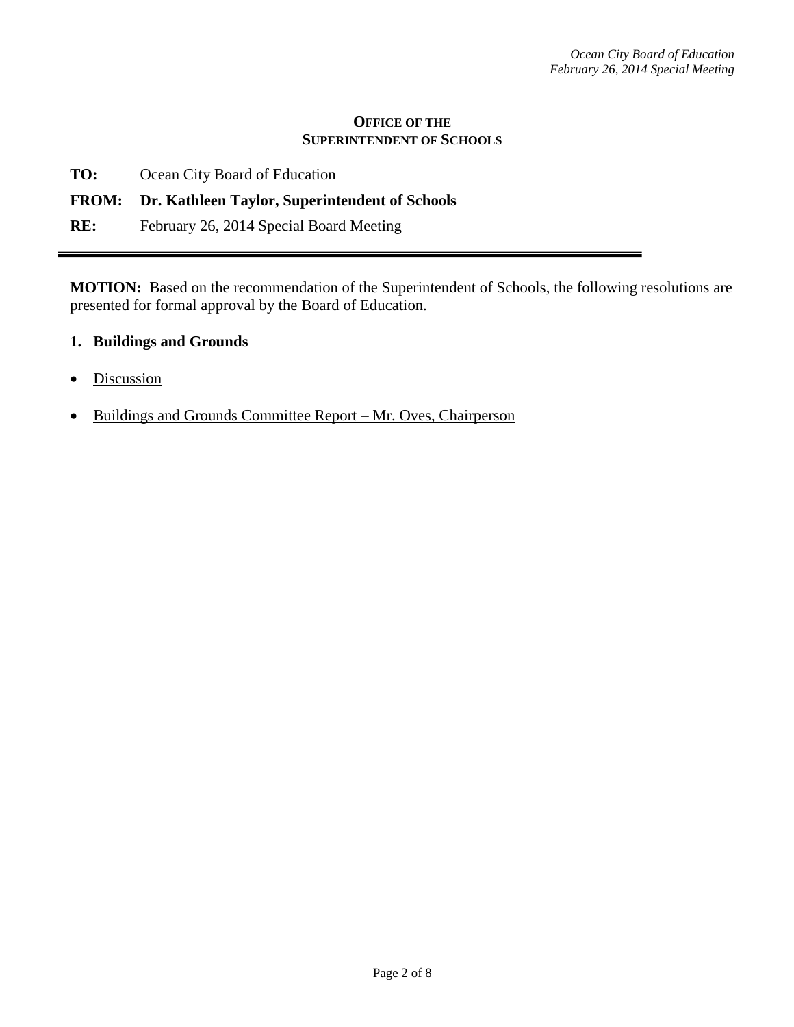**OFFICE OF THE**
**SUPERINTENDENT OF SCHOOLS**

**TO:** Ocean City Board of Education

**FROM: Dr. Kathleen Taylor, Superintendent of Schools**

**RE:** February 26, 2014 Special Board Meeting

---

**MOTION:** Based on the recommendation of the Superintendent of Schools, the following resolutions are presented for formal approval by the Board of Education.

**1. Buildings and Grounds**

- <u>Discussion</u>
- <u>Buildings and Grounds Committee Report – Mr. Oves, Chairperson</u>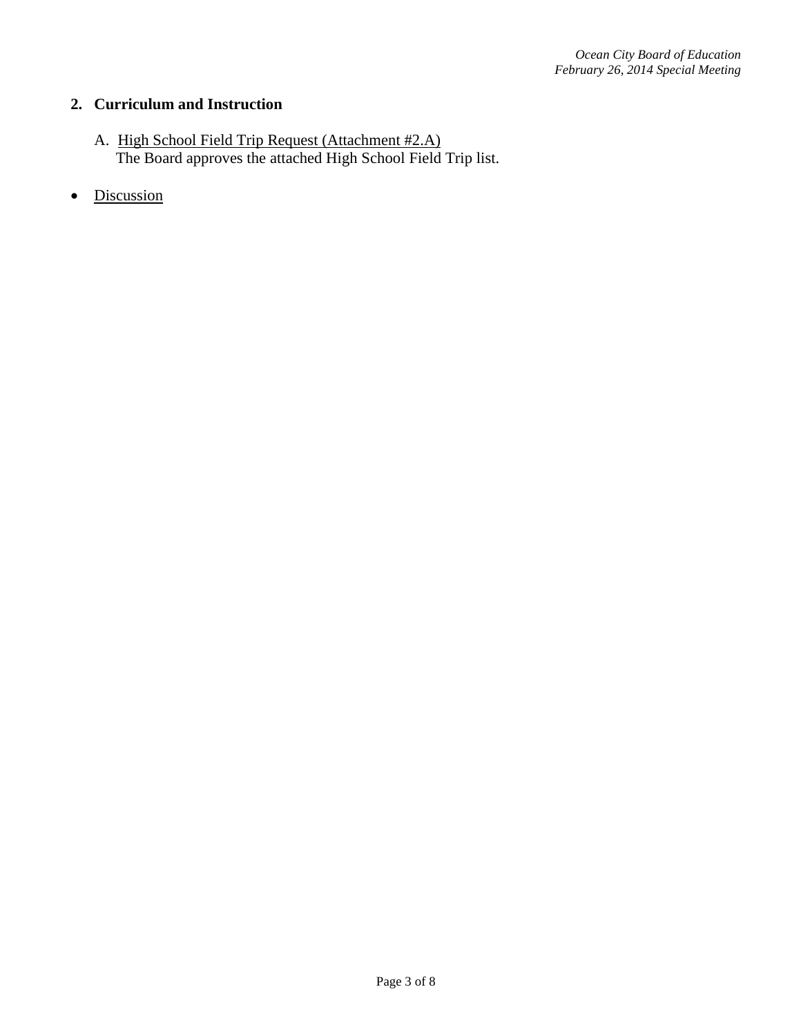## 2. Curriculum and Instruction

A. <u>High School Field Trip Request (Attachment #2.A)</u>
   The Board approves the attached High School Field Trip list.

- <u>Discussion</u>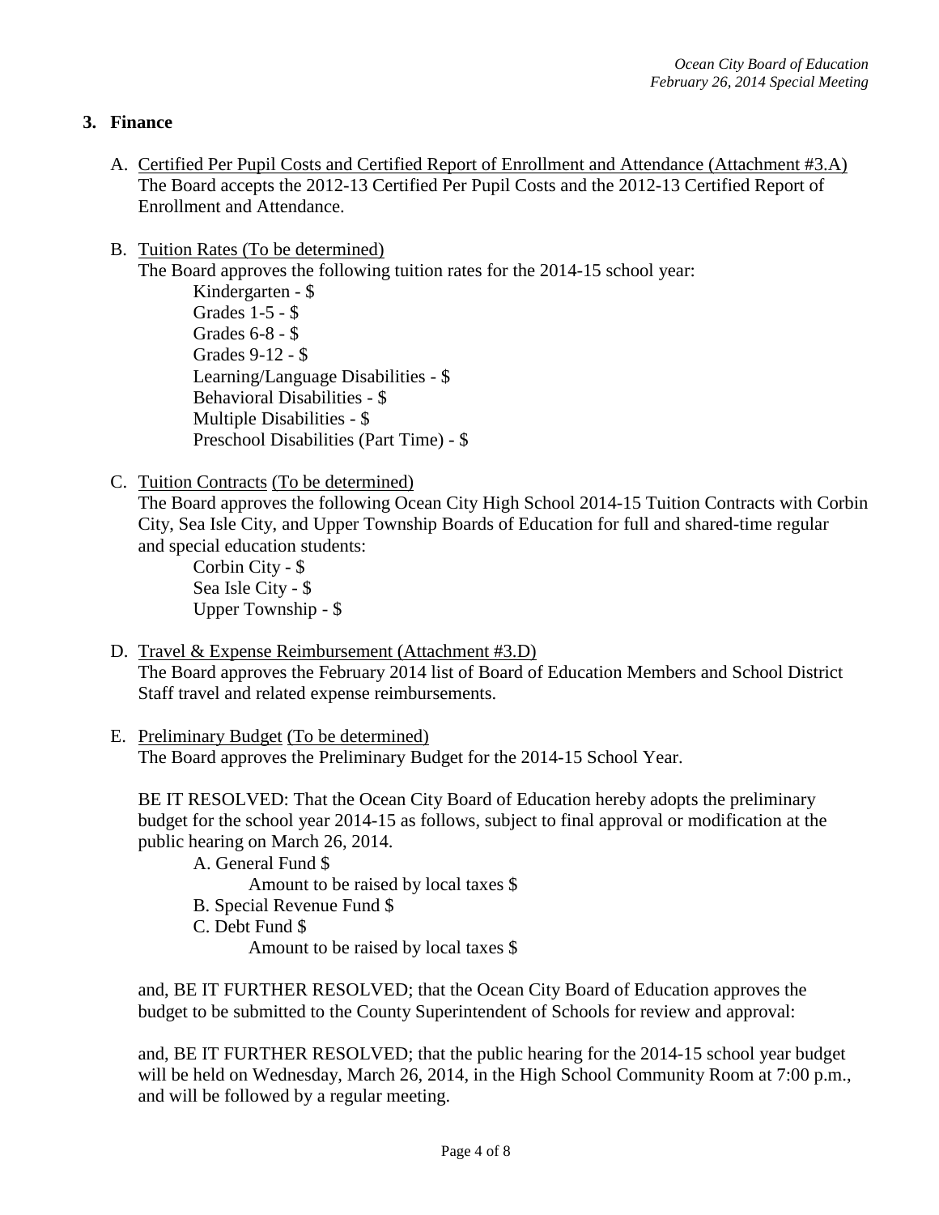## 3. Finance

A. Certified Per Pupil Costs and Certified Report of Enrollment and Attendance (Attachment #3.A)
The Board accepts the 2012-13 Certified Per Pupil Costs and the 2012-13 Certified Report of Enrollment and Attendance.

B. Tuition Rates (To be determined)
The Board approves the following tuition rates for the 2014-15 school year:

Kindergarten - $
Grades 1-5 - $
Grades 6-8 - $
Grades 9-12 - $
Learning/Language Disabilities - $
Behavioral Disabilities - $
Multiple Disabilities - $
Preschool Disabilities (Part Time) - $

C. Tuition Contracts (To be determined)
The Board approves the following Ocean City High School 2014-15 Tuition Contracts with Corbin City, Sea Isle City, and Upper Township Boards of Education for full and shared-time regular and special education students:

Corbin City - $
Sea Isle City - $
Upper Township - $

D. Travel & Expense Reimbursement (Attachment #3.D)
The Board approves the February 2014 list of Board of Education Members and School District Staff travel and related expense reimbursements.

E. Preliminary Budget (To be determined)
The Board approves the Preliminary Budget for the 2014-15 School Year.

BE IT RESOLVED: That the Ocean City Board of Education hereby adopts the preliminary budget for the school year 2014-15 as follows, subject to final approval or modification at the public hearing on March 26, 2014.

A. General Fund $
  Amount to be raised by local taxes $
B. Special Revenue Fund $
C. Debt Fund $
  Amount to be raised by local taxes $

and, BE IT FURTHER RESOLVED; that the Ocean City Board of Education approves the budget to be submitted to the County Superintendent of Schools for review and approval:

and, BE IT FURTHER RESOLVED; that the public hearing for the 2014-15 school year budget will be held on Wednesday, March 26, 2014, in the High School Community Room at 7:00 p.m., and will be followed by a regular meeting.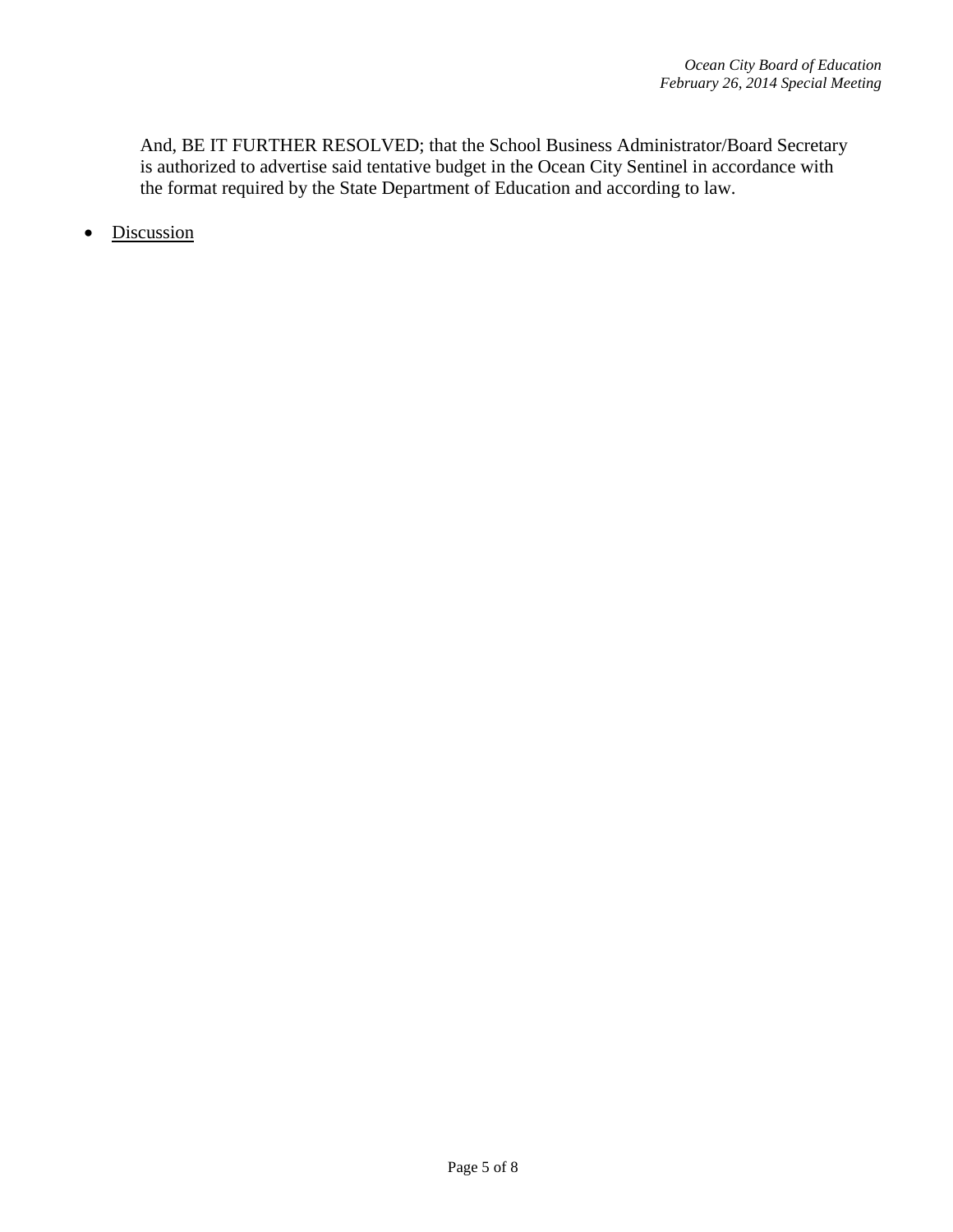And, BE IT FURTHER RESOLVED; that the School Business Administrator/Board Secretary is authorized to advertise said tentative budget in the Ocean City Sentinel in accordance with the format required by the State Department of Education and according to law.

- <u>Discussion</u>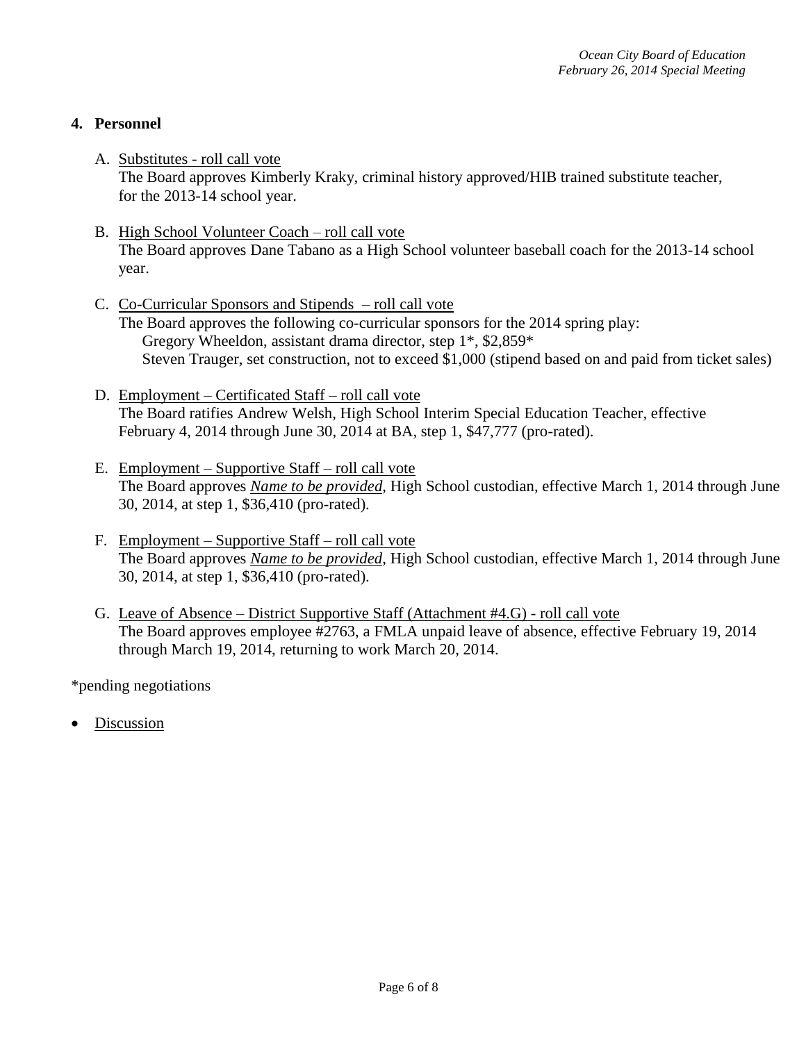## 4. Personnel

A. Substitutes - roll call vote
   The Board approves Kimberly Kraky, criminal history approved/HIB trained substitute teacher, for the 2013-14 school year.

B. High School Volunteer Coach – roll call vote
   The Board approves Dane Tabano as a High School volunteer baseball coach for the 2013-14 school year.

C. Co-Curricular Sponsors and Stipends – roll call vote
   The Board approves the following co-curricular sponsors for the 2014 spring play:
   - Gregory Wheeldon, assistant drama director, step 1*, $2,859*
   - Steven Trauger, set construction, not to exceed $1,000 (stipend based on and paid from ticket sales)

D. Employment – Certificated Staff – roll call vote
   The Board ratifies Andrew Welsh, High School Interim Special Education Teacher, effective February 4, 2014 through June 30, 2014 at BA, step 1, $47,777 (pro-rated).

E. Employment – Supportive Staff – roll call vote
   The Board approves ***Name to be provided***, High School custodian, effective March 1, 2014 through June 30, 2014, at step 1, $36,410 (pro-rated).

F. Employment – Supportive Staff – roll call vote
   The Board approves ***Name to be provided***, High School custodian, effective March 1, 2014 through June 30, 2014, at step 1, $36,410 (pro-rated).

G. Leave of Absence – District Supportive Staff (Attachment #4.G) - roll call vote
   The Board approves employee #2763, a FMLA unpaid leave of absence, effective February 19, 2014 through March 19, 2014, returning to work March 20, 2014.

*pending negotiations

- Discussion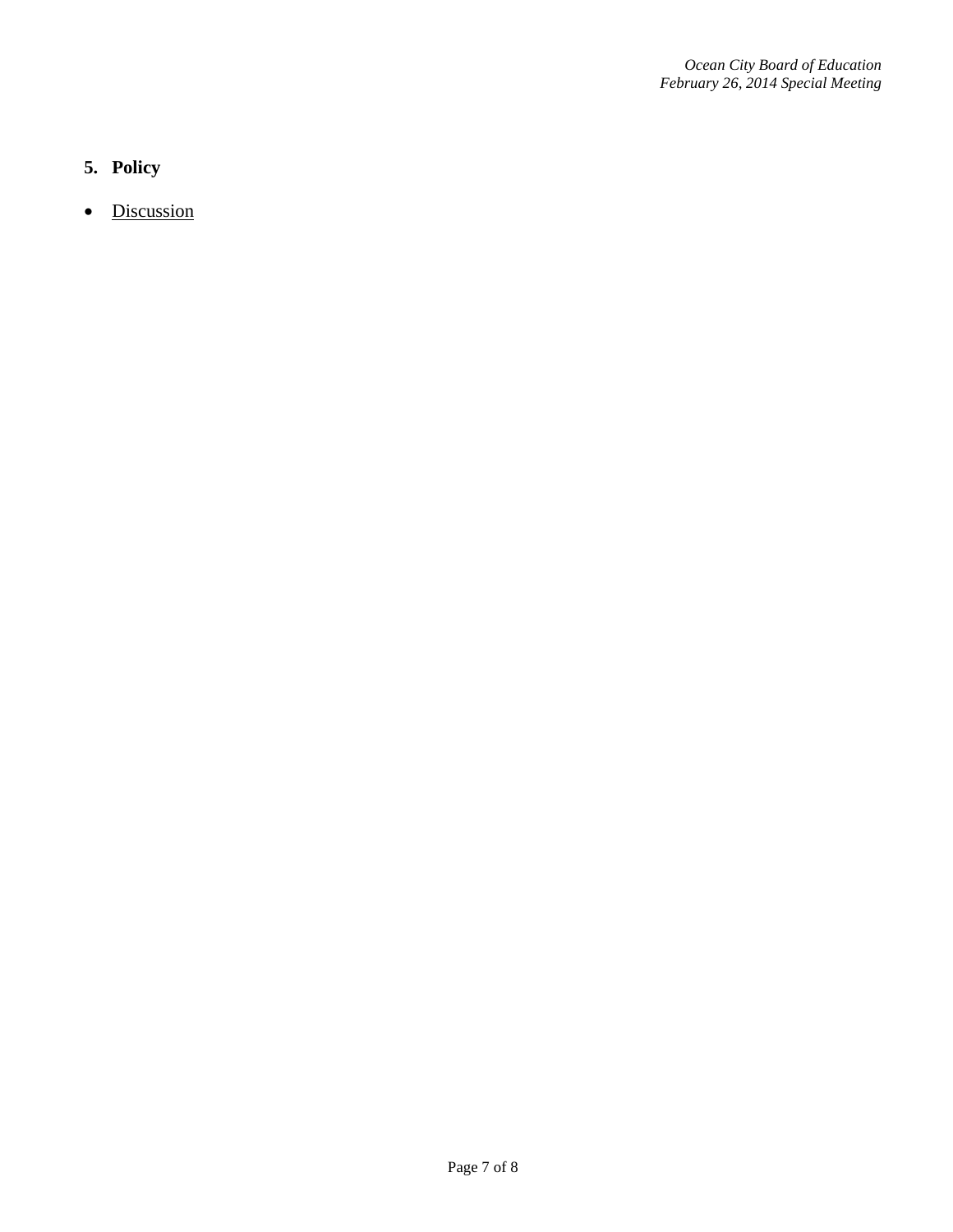5. **Policy**

- <u>Discussion</u>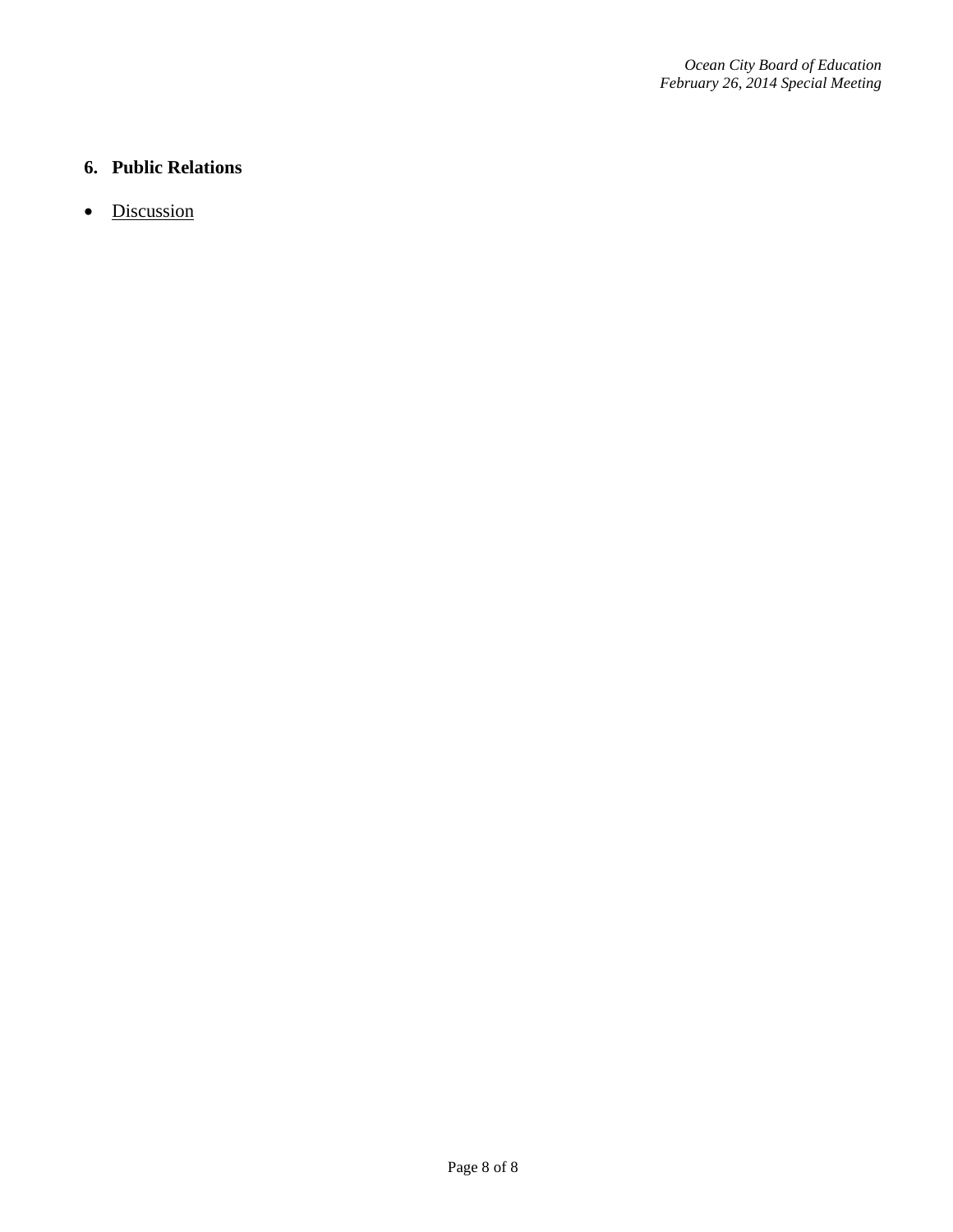## 6. Public Relations

- <u>Discussion</u>